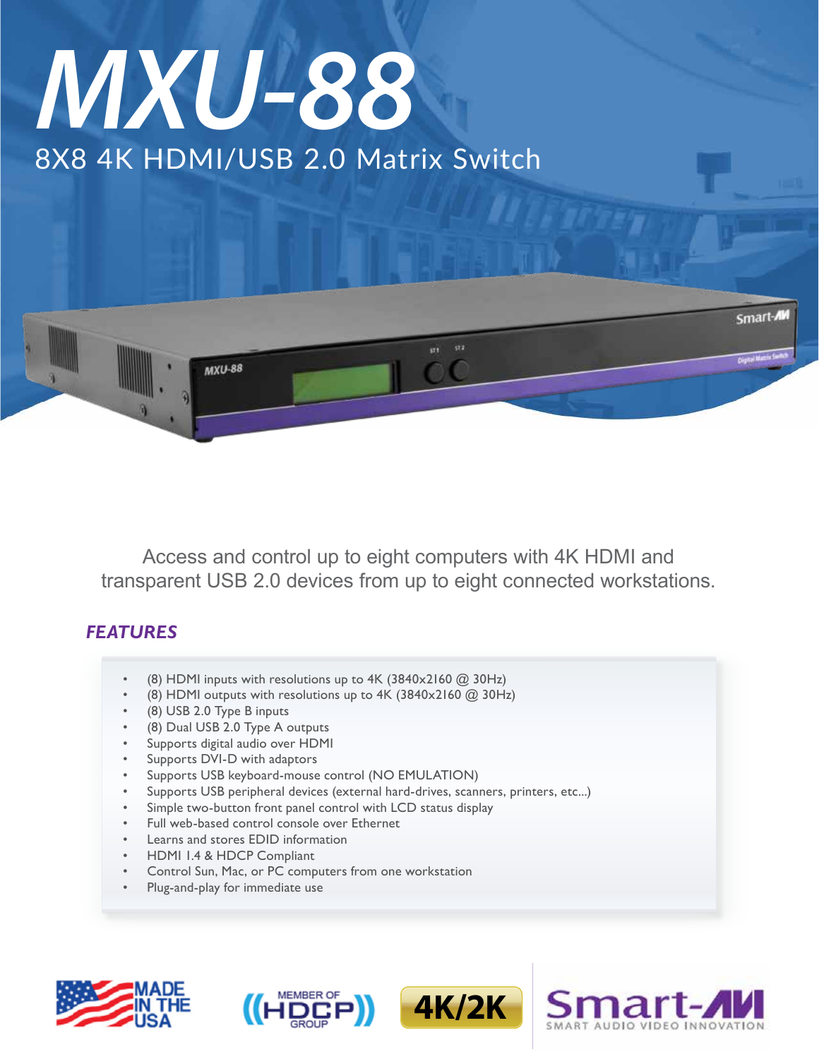# MXU-88

## 8X8 4K HDMI/USB 2.0 Matrix Switch

Access and control up to eight computers with 4K HDMI and transparent USB 2.0 devices from up to eight connected workstations.

## FEATURES

- (8) HDMI inputs with resolutions up to 4K (3840x2160 @ 30Hz)
- (8) HDMI outputs with resolutions up to 4K (3840x2160 @ 30Hz)
- (8) USB 2.0 Type B inputs
- (8) Dual USB 2.0 Type A outputs
- Supports digital audio over HDMI
- Supports DVI-D with adaptors
- Supports USB keyboard-mouse control (NO EMULATION)
- Supports USB peripheral devices (external hard-drives, scanners, printers, etc...)
- Simple two-button front panel control with LCD status display
- Full web-based control console over Ethernet
- Learns and stores EDID information
- HDMI 1.4 & HDCP Compliant
- Control Sun, Mac, or PC computers from one workstation
- Plug-and-play for immediate use

MADE IN THE USA

MEMBER OF HDCP GROUP

4K/2K

Smart-AVI
SMART AUDIO VIDEO INNOVATION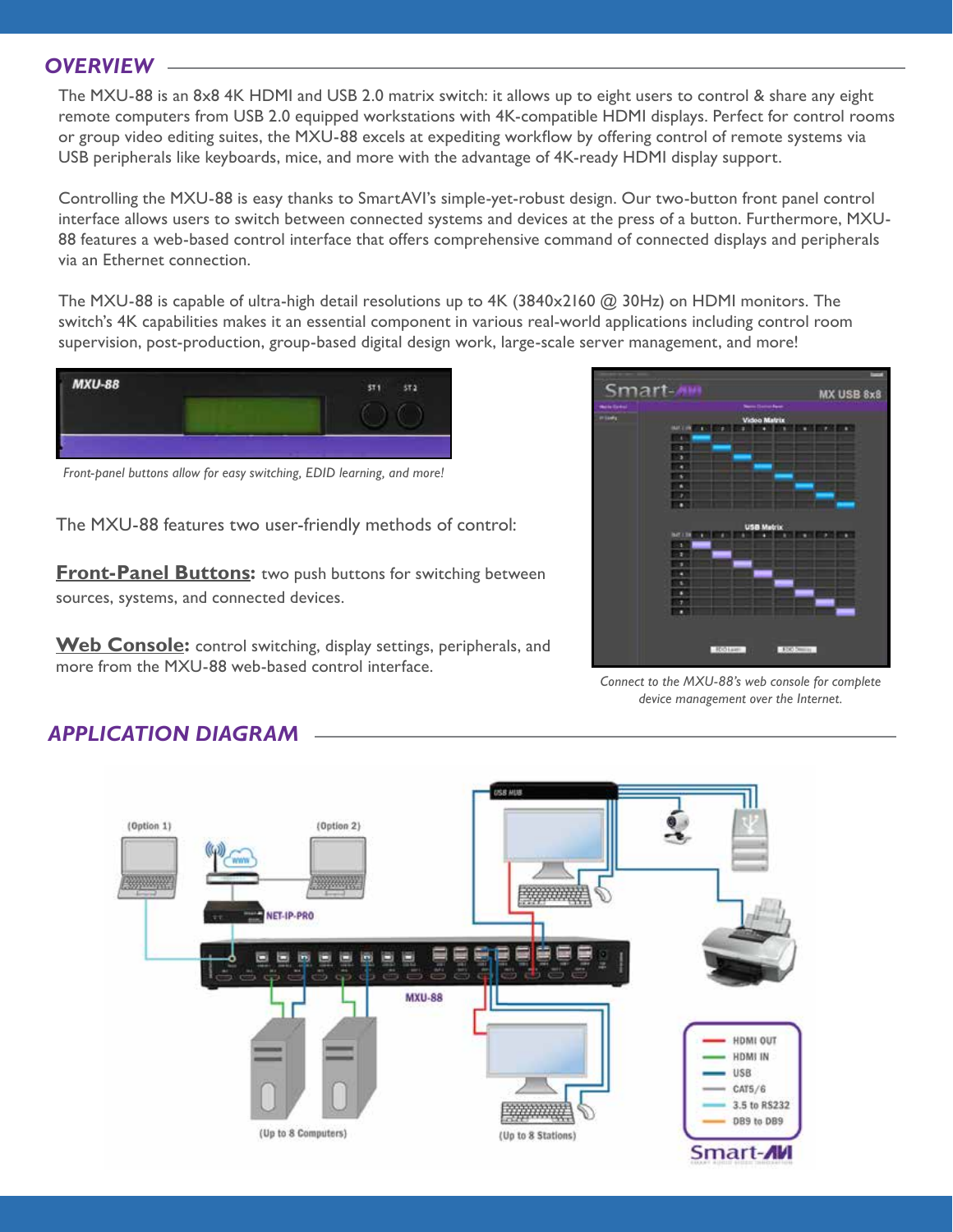## OVERVIEW

The MXU-88 is an 8x8 4K HDMI and USB 2.0 matrix switch: it allows up to eight users to control & share any eight remote computers from USB 2.0 equipped workstations with 4K-compatible HDMI displays. Perfect for control rooms or group video editing suites, the MXU-88 excels at expediting workflow by offering control of remote systems via USB peripherals like keyboards, mice, and more with the advantage of 4K-ready HDMI display support.

Controlling the MXU-88 is easy thanks to SmartAVI's simple-yet-robust design. Our two-button front panel control interface allows users to switch between connected systems and devices at the press of a button. Furthermore, MXU-88 features a web-based control interface that offers comprehensive command of connected displays and peripherals via an Ethernet connection.

The MXU-88 is capable of ultra-high detail resolutions up to 4K (3840x2160 @ 30Hz) on HDMI monitors. The switch's 4K capabilities makes it an essential component in various real-world applications including control room supervision, post-production, group-based digital design work, large-scale server management, and more!

*Front-panel buttons allow for easy switching, EDID learning, and more!*

The MXU-88 features two user-friendly methods of control:

**Front-Panel Buttons:** two push buttons for switching between sources, systems, and connected devices.

**Web Console:** control switching, display settings, peripherals, and more from the MXU-88 web-based control interface.

*Connect to the MXU-88's web console for complete device management over the Internet.*

## APPLICATION DIAGRAM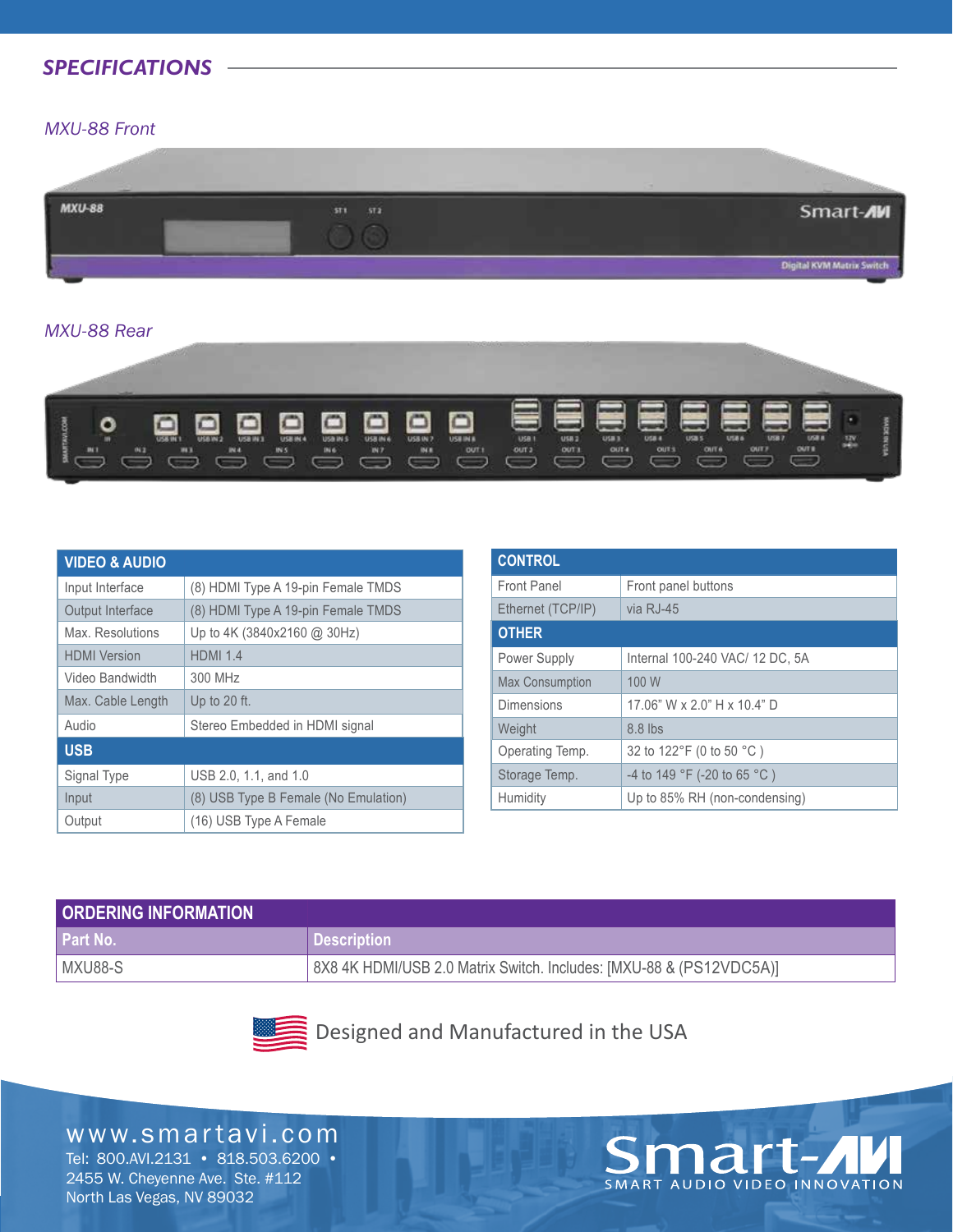## SPECIFICATIONS

*MXU-88 Front*

*MXU-88 Rear*

| VIDEO & AUDIO | |
|---|---|
| Input Interface | (8) HDMI Type A 19-pin Female TMDS |
| Output Interface | (8) HDMI Type A 19-pin Female TMDS |
| Max. Resolutions | Up to 4K (3840x2160 @ 30Hz) |
| HDMI Version | HDMI 1.4 |
| Video Bandwidth | 300 MHz |
| Max. Cable Length | Up to 20 ft. |
| Audio | Stereo Embedded in HDMI signal |
| **USB** | |
| Signal Type | USB 2.0, 1.1, and 1.0 |
| Input | (8) USB Type B Female (No Emulation) |
| Output | (16) USB Type A Female |

| CONTROL | |
|---|---|
| Front Panel | Front panel buttons |
| Ethernet (TCP/IP) | via RJ-45 |
| **OTHER** | |
| Power Supply | Internal 100-240 VAC/ 12 DC, 5A |
| Max Consumption | 100 W |
| Dimensions | 17.06" W x 2.0" H x 10.4" D |
| Weight | 8.8 lbs |
| Operating Temp. | 32 to 122°F (0 to 50 °C ) |
| Storage Temp. | -4 to 149 °F (-20 to 65 °C ) |
| Humidity | Up to 85% RH (non-condensing) |

### ORDERING INFORMATION

| Part No. | Description |
|---|---|
| MXU88-S | 8X8 4K HDMI/USB 2.0 Matrix Switch. Includes: [MXU-88 & (PS12VDC5A)] |

Designed and Manufactured in the USA

www.smartavi.com
Tel: 800.AVI.2131 • 818.503.6200 •
2455 W. Cheyenne Ave. Ste. #112
North Las Vegas, NV 89032

Smart-AVI
SMART AUDIO VIDEO INNOVATION